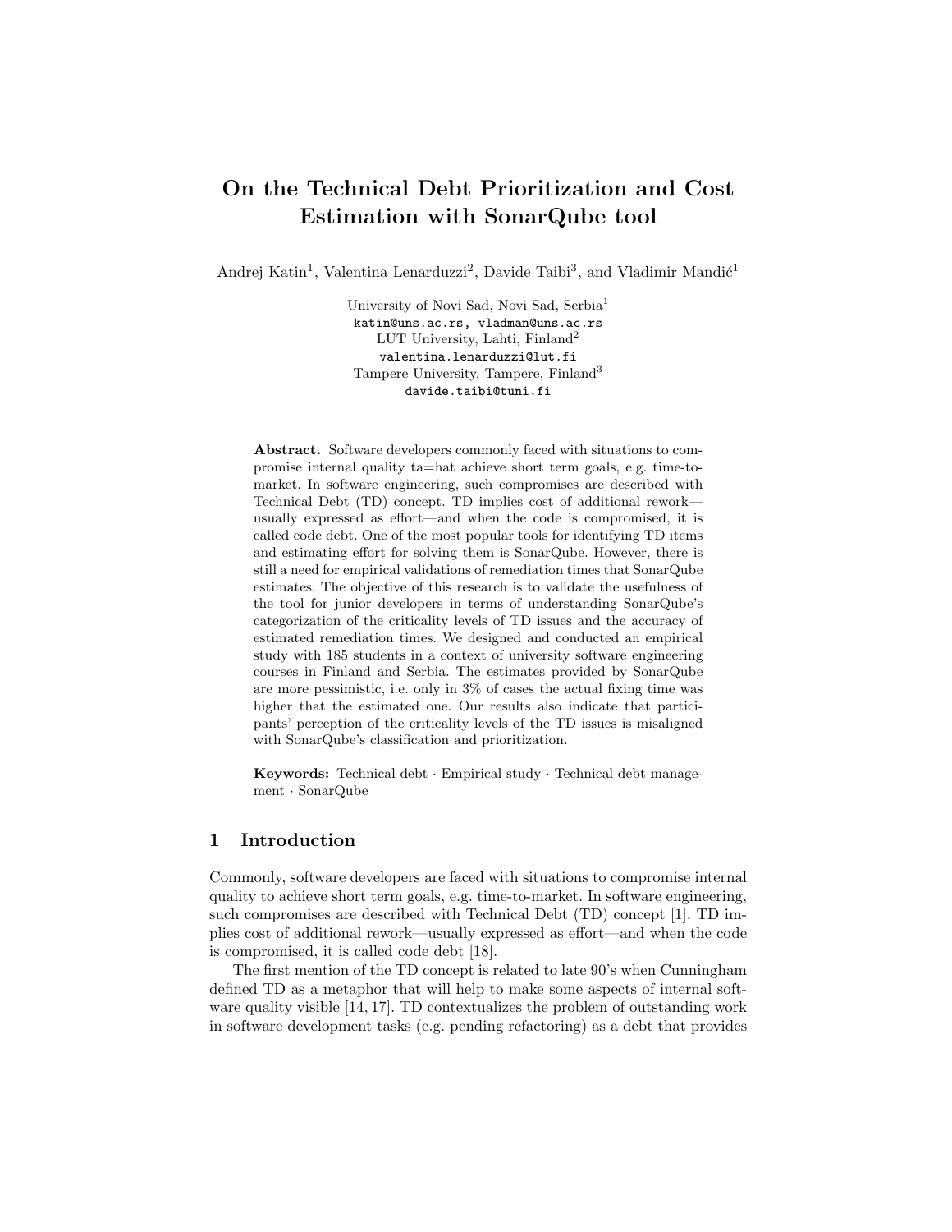# On the Technical Debt Prioritization and Cost Estimation with SonarQube tool

Andrej Katin[1], Valentina Lenarduzzi[2], Davide Taibi[3], and Vladimir Mandić[1]

University of Novi Sad, Novi Sad, Serbia[1]
katin@uns.ac.rs, vladman@uns.ac.rs
LUT University, Lahti, Finland[2]
valentina.lenarduzzi@lut.fi
Tampere University, Tampere, Finland[3]
davide.taibi@tuni.fi

**Abstract.** Software developers commonly faced with situations to compromise internal quality ta=hat achieve short term goals, e.g. time-to-market. In software engineering, such compromises are described with Technical Debt (TD) concept. TD implies cost of additional rework—usually expressed as effort—and when the code is compromised, it is called code debt. One of the most popular tools for identifying TD items and estimating effort for solving them is SonarQube. However, there is still a need for empirical validations of remediation times that SonarQube estimates. The objective of this research is to validate the usefulness of the tool for junior developers in terms of understanding SonarQube's categorization of the criticality levels of TD issues and the accuracy of estimated remediation times. We designed and conducted an empirical study with 185 students in a context of university software engineering courses in Finland and Serbia. The estimates provided by SonarQube are more pessimistic, i.e. only in 3% of cases the actual fixing time was higher that the estimated one. Our results also indicate that participants' perception of the criticality levels of the TD issues is misaligned with SonarQube's classification and prioritization.

**Keywords:** Technical debt · Empirical study · Technical debt management · SonarQube

## 1 Introduction

Commonly, software developers are faced with situations to compromise internal quality to achieve short term goals, e.g. time-to-market. In software engineering, such compromises are described with Technical Debt (TD) concept [1]. TD implies cost of additional rework—usually expressed as effort—and when the code is compromised, it is called code debt [18].

The first mention of the TD concept is related to late 90's when Cunningham defined TD as a metaphor that will help to make some aspects of internal software quality visible [14, 17]. TD contextualizes the problem of outstanding work in software development tasks (e.g. pending refactoring) as a debt that provides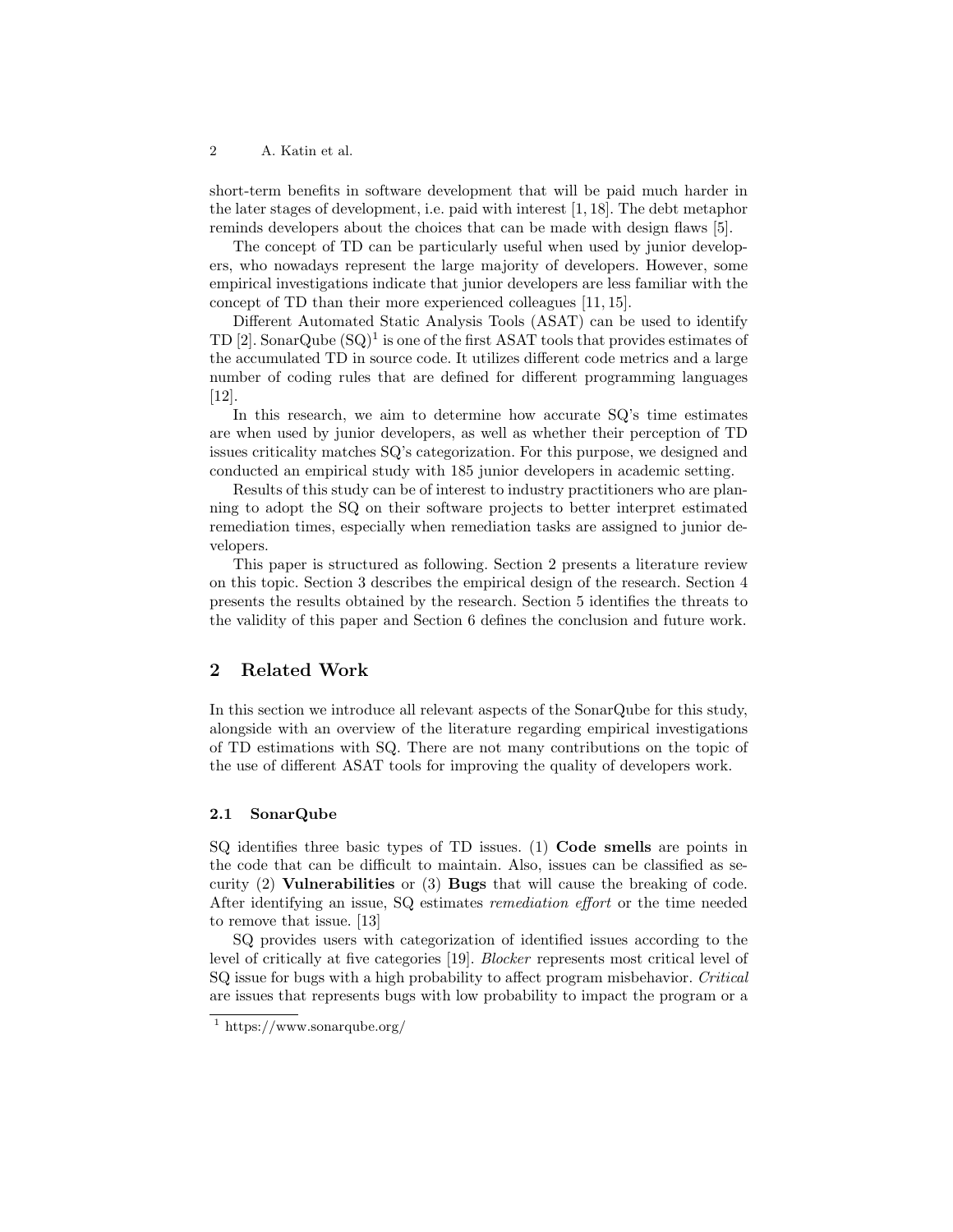short-term benefits in software development that will be paid much harder in the later stages of development, i.e. paid with interest [1, 18]. The debt metaphor reminds developers about the choices that can be made with design flaws [5].

The concept of TD can be particularly useful when used by junior developers, who nowadays represent the large majority of developers. However, some empirical investigations indicate that junior developers are less familiar with the concept of TD than their more experienced colleagues [11, 15].

Different Automated Static Analysis Tools (ASAT) can be used to identify TD [2]. SonarQube (SQ)[1] is one of the first ASAT tools that provides estimates of the accumulated TD in source code. It utilizes different code metrics and a large number of coding rules that are defined for different programming languages [12].

In this research, we aim to determine how accurate SQ's time estimates are when used by junior developers, as well as whether their perception of TD issues criticality matches SQ's categorization. For this purpose, we designed and conducted an empirical study with 185 junior developers in academic setting.

Results of this study can be of interest to industry practitioners who are planning to adopt the SQ on their software projects to better interpret estimated remediation times, especially when remediation tasks are assigned to junior developers.

This paper is structured as following. Section 2 presents a literature review on this topic. Section 3 describes the empirical design of the research. Section 4 presents the results obtained by the research. Section 5 identifies the threats to the validity of this paper and Section 6 defines the conclusion and future work.

## 2 Related Work

In this section we introduce all relevant aspects of the SonarQube for this study, alongside with an overview of the literature regarding empirical investigations of TD estimations with SQ. There are not many contributions on the topic of the use of different ASAT tools for improving the quality of developers work.

### 2.1 SonarQube

SQ identifies three basic types of TD issues. (1) **Code smells** are points in the code that can be difficult to maintain. Also, issues can be classified as security (2) **Vulnerabilities** or (3) **Bugs** that will cause the breaking of code. After identifying an issue, SQ estimates *remediation effort* or the time needed to remove that issue. [13]

SQ provides users with categorization of identified issues according to the level of critically at five categories [19]. *Blocker* represents most critical level of SQ issue for bugs with a high probability to affect program misbehavior. *Critical* are issues that represents bugs with low probability to impact the program or a

[1] https://www.sonarqube.org/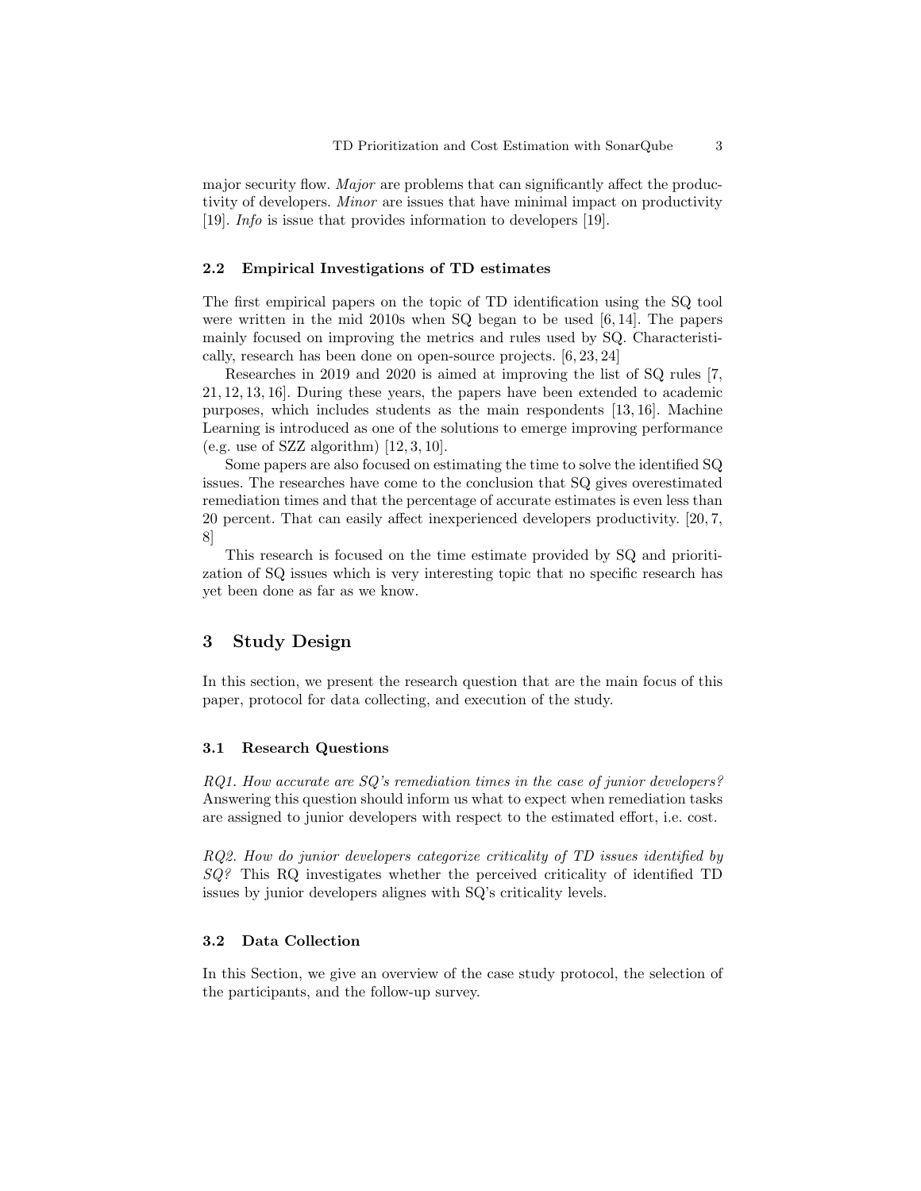major security flow. *Major* are problems that can significantly affect the productivity of developers. *Minor* are issues that have minimal impact on productivity [19]. *Info* is issue that provides information to developers [19].

### 2.2 Empirical Investigations of TD estimates

The first empirical papers on the topic of TD identification using the SQ tool were written in the mid 2010s when SQ began to be used [6, 14]. The papers mainly focused on improving the metrics and rules used by SQ. Characteristically, research has been done on open-source projects. [6, 23, 24]

Researches in 2019 and 2020 is aimed at improving the list of SQ rules [7, 21, 12, 13, 16]. During these years, the papers have been extended to academic purposes, which includes students as the main respondents [13, 16]. Machine Learning is introduced as one of the solutions to emerge improving performance (e.g. use of SZZ algorithm) [12, 3, 10].

Some papers are also focused on estimating the time to solve the identified SQ issues. The researches have come to the conclusion that SQ gives overestimated remediation times and that the percentage of accurate estimates is even less than 20 percent. That can easily affect inexperienced developers productivity. [20, 7, 8]

This research is focused on the time estimate provided by SQ and prioritization of SQ issues which is very interesting topic that no specific research has yet been done as far as we know.

## 3 Study Design

In this section, we present the research question that are the main focus of this paper, protocol for data collecting, and execution of the study.

### 3.1 Research Questions

*RQ1. How accurate are SQ's remediation times in the case of junior developers?* Answering this question should inform us what to expect when remediation tasks are assigned to junior developers with respect to the estimated effort, i.e. cost.

*RQ2. How do junior developers categorize criticality of TD issues identified by SQ?* This RQ investigates whether the perceived criticality of identified TD issues by junior developers alignes with SQ's criticality levels.

### 3.2 Data Collection

In this Section, we give an overview of the case study protocol, the selection of the participants, and the follow-up survey.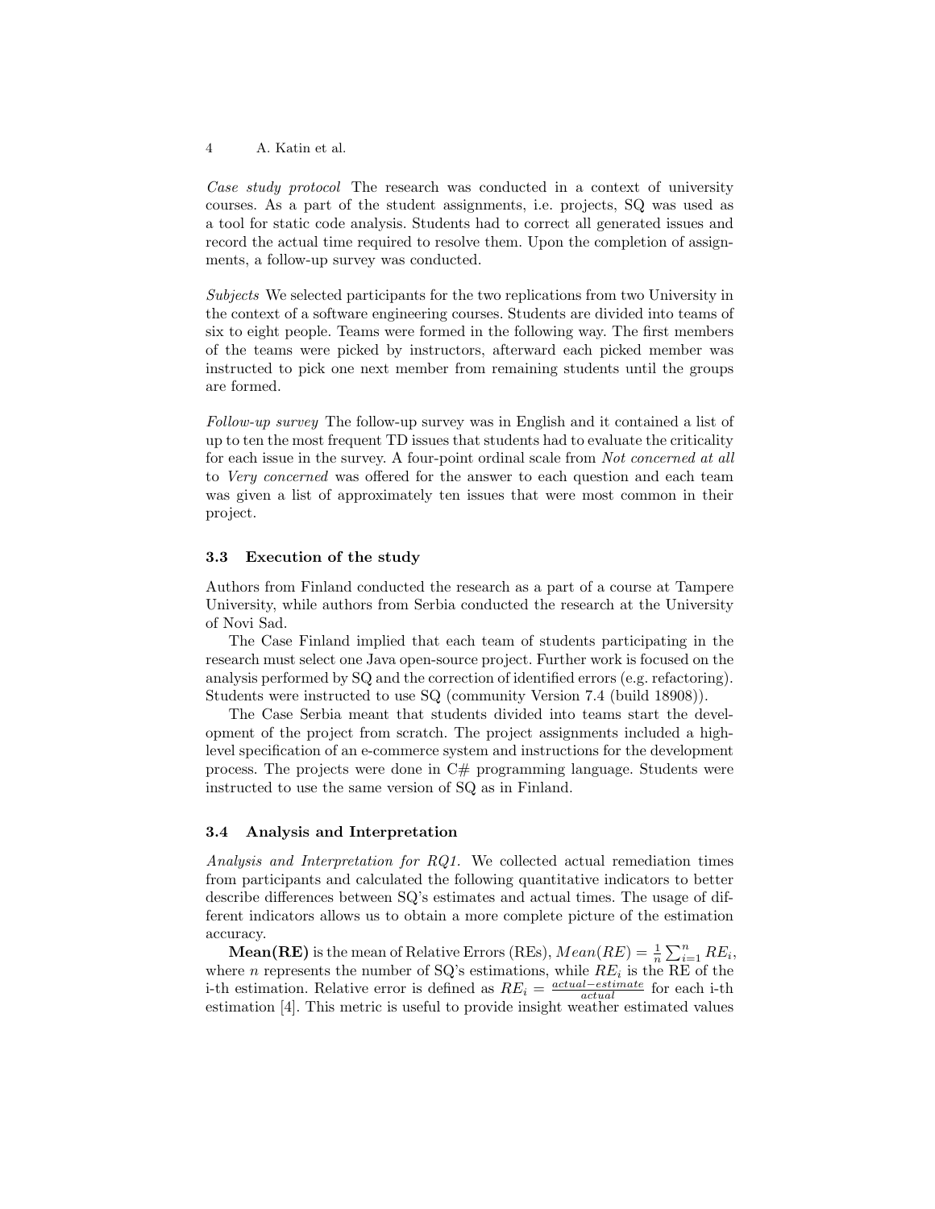*Case study protocol* The research was conducted in a context of university courses. As a part of the student assignments, i.e. projects, SQ was used as a tool for static code analysis. Students had to correct all generated issues and record the actual time required to resolve them. Upon the completion of assignments, a follow-up survey was conducted.

*Subjects* We selected participants for the two replications from two University in the context of a software engineering courses. Students are divided into teams of six to eight people. Teams were formed in the following way. The first members of the teams were picked by instructors, afterward each picked member was instructed to pick one next member from remaining students until the groups are formed.

*Follow-up survey* The follow-up survey was in English and it contained a list of up to ten the most frequent TD issues that students had to evaluate the criticality for each issue in the survey. A four-point ordinal scale from *Not concerned at all* to *Very concerned* was offered for the answer to each question and each team was given a list of approximately ten issues that were most common in their project.

### 3.3 Execution of the study

Authors from Finland conducted the research as a part of a course at Tampere University, while authors from Serbia conducted the research at the University of Novi Sad.

The Case Finland implied that each team of students participating in the research must select one Java open-source project. Further work is focused on the analysis performed by SQ and the correction of identified errors (e.g. refactoring). Students were instructed to use SQ (community Version 7.4 (build 18908)).

The Case Serbia meant that students divided into teams start the development of the project from scratch. The project assignments included a high-level specification of an e-commerce system and instructions for the development process. The projects were done in C# programming language. Students were instructed to use the same version of SQ as in Finland.

### 3.4 Analysis and Interpretation

*Analysis and Interpretation for RQ1.* We collected actual remediation times from participants and calculated the following quantitative indicators to better describe differences between SQ's estimates and actual times. The usage of different indicators allows us to obtain a more complete picture of the estimation accuracy.

**Mean(RE)** is the mean of Relative Errors (REs), $Mean(RE) = \frac{1}{n}\sum_{i=1}^{n} RE_i$, where $n$ represents the number of SQ's estimations, while $RE_i$ is the RE of the i-th estimation. Relative error is defined as $RE_i = \frac{actual - estimate}{actual}$ for each i-th estimation [4]. This metric is useful to provide insight weather estimated values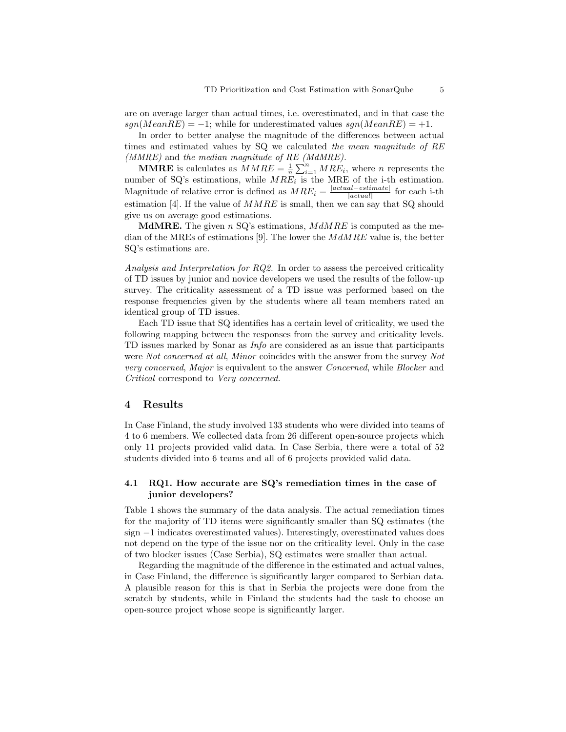are on average larger than actual times, i.e. overestimated, and in that case the $sgn(MeanRE) = -1$; while for underestimated values $sgn(MeanRE) = +1$.

In order to better analyse the magnitude of the differences between actual times and estimated values by SQ we calculated *the mean magnitude of RE (MMRE)* and *the median magnitude of RE (MdMRE)*.

**MMRE** is calculates as $MMRE = \frac{1}{n}\sum_{i=1}^{n} MRE_i$, where $n$ represents the number of SQ's estimations, while $MRE_i$ is the MRE of the i-th estimation. Magnitude of relative error is defined as $MRE_i = \frac{|actual - estimate|}{|actual|}$ for each i-th estimation [4]. If the value of $MMRE$ is small, then we can say that SQ should give us on average good estimations.

**MdMRE.** The given $n$ SQ's estimations, $MdMRE$ is computed as the median of the MREs of estimations [9]. The lower the $MdMRE$ value is, the better SQ's estimations are.

*Analysis and Interpretation for RQ2.* In order to assess the perceived criticality of TD issues by junior and novice developers we used the results of the follow-up survey. The criticality assessment of a TD issue was performed based on the response frequencies given by the students where all team members rated an identical group of TD issues.

Each TD issue that SQ identifies has a certain level of criticality, we used the following mapping between the responses from the survey and criticality levels. TD issues marked by Sonar as *Info* are considered as an issue that participants were *Not concerned at all*, *Minor* coincides with the answer from the survey *Not very concerned*, *Major* is equivalent to the answer *Concerned*, while *Blocker* and *Critical* correspond to *Very concerned*.

## 4 Results

In Case Finland, the study involved 133 students who were divided into teams of 4 to 6 members. We collected data from 26 different open-source projects which only 11 projects provided valid data. In Case Serbia, there were a total of 52 students divided into 6 teams and all of 6 projects provided valid data.

### 4.1 RQ1. How accurate are SQ's remediation times in the case of junior developers?

Table 1 shows the summary of the data analysis. The actual remediation times for the majority of TD items were significantly smaller than SQ estimates (the sign $-1$ indicates overestimated values). Interestingly, overestimated values does not depend on the type of the issue nor on the criticality level. Only in the case of two blocker issues (Case Serbia), SQ estimates were smaller than actual.

Regarding the magnitude of the difference in the estimated and actual values, in Case Finland, the difference is significantly larger compared to Serbian data. A plausible reason for this is that in Serbia the projects were done from the scratch by students, while in Finland the students had the task to choose an open-source project whose scope is significantly larger.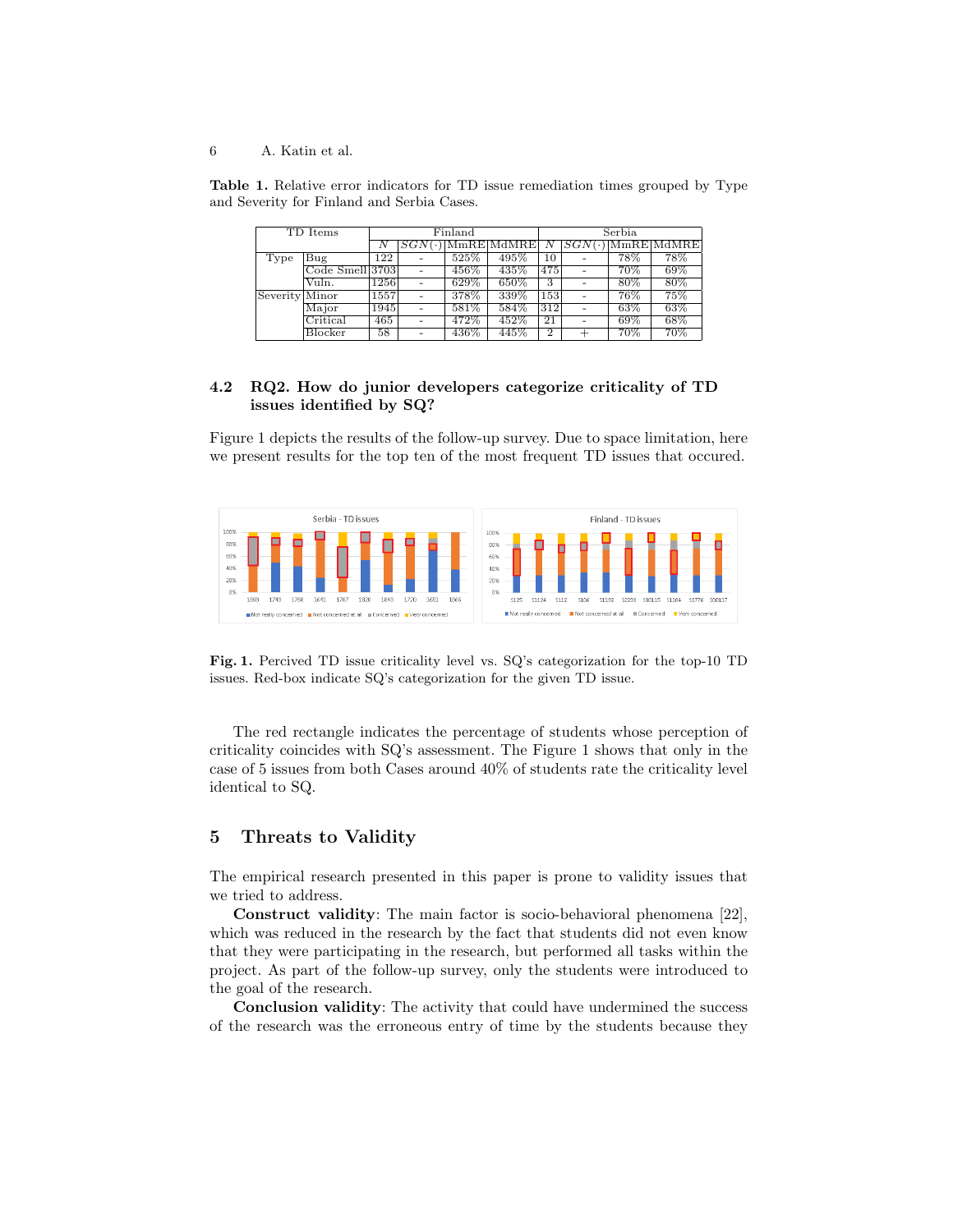**Table 1.** Relative error indicators for TD issue remediation times grouped by Type and Severity for Finland and Serbia Cases.

| TD Items | | Finland | | | | Serbia | | | |
|---|---|---|---|---|---|---|---|---|---|
| | | $N$ | $SGN(\cdot)$ | MmRE | MdMRE | $N$ | $SGN(\cdot)$ | MmRE | MdMRE |
| Type | Bug | 122 | - | 525% | 495% | 10 | - | 78% | 78% |
| | Code Smell | 3703 | - | 456% | 435% | 475 | - | 70% | 69% |
| | Vuln. | 1256 | - | 629% | 650% | 3 | - | 80% | 80% |
| Severity | Minor | 1557 | - | 378% | 339% | 153 | - | 76% | 75% |
| | Major | 1945 | - | 581% | 584% | 312 | - | 63% | 63% |
| | Critical | 465 | - | 472% | 452% | 21 | - | 69% | 68% |
| | Blocker | 58 | - | 436% | 445% | 2 | + | 70% | 70% |

### 4.2 RQ2. How do junior developers categorize criticality of TD issues identified by SQ?

Figure 1 depicts the results of the follow-up survey. Due to space limitation, here we present results for the top ten of the most frequent TD issues that occured.

**Fig. 1.** Percived TD issue criticality level vs. SQ's categorization for the top-10 TD issues. Red-box indicate SQ's categorization for the given TD issue.

The red rectangle indicates the percentage of students whose perception of criticality coincides with SQ's assessment. The Figure 1 shows that only in the case of 5 issues from both Cases around 40% of students rate the criticality level identical to SQ.

## 5 Threats to Validity

The empirical research presented in this paper is prone to validity issues that we tried to address.

**Construct validity**: The main factor is socio-behavioral phenomena [22], which was reduced in the research by the fact that students did not even know that they were participating in the research, but performed all tasks within the project. As part of the follow-up survey, only the students were introduced to the goal of the research.

**Conclusion validity**: The activity that could have undermined the success of the research was the erroneous entry of time by the students because they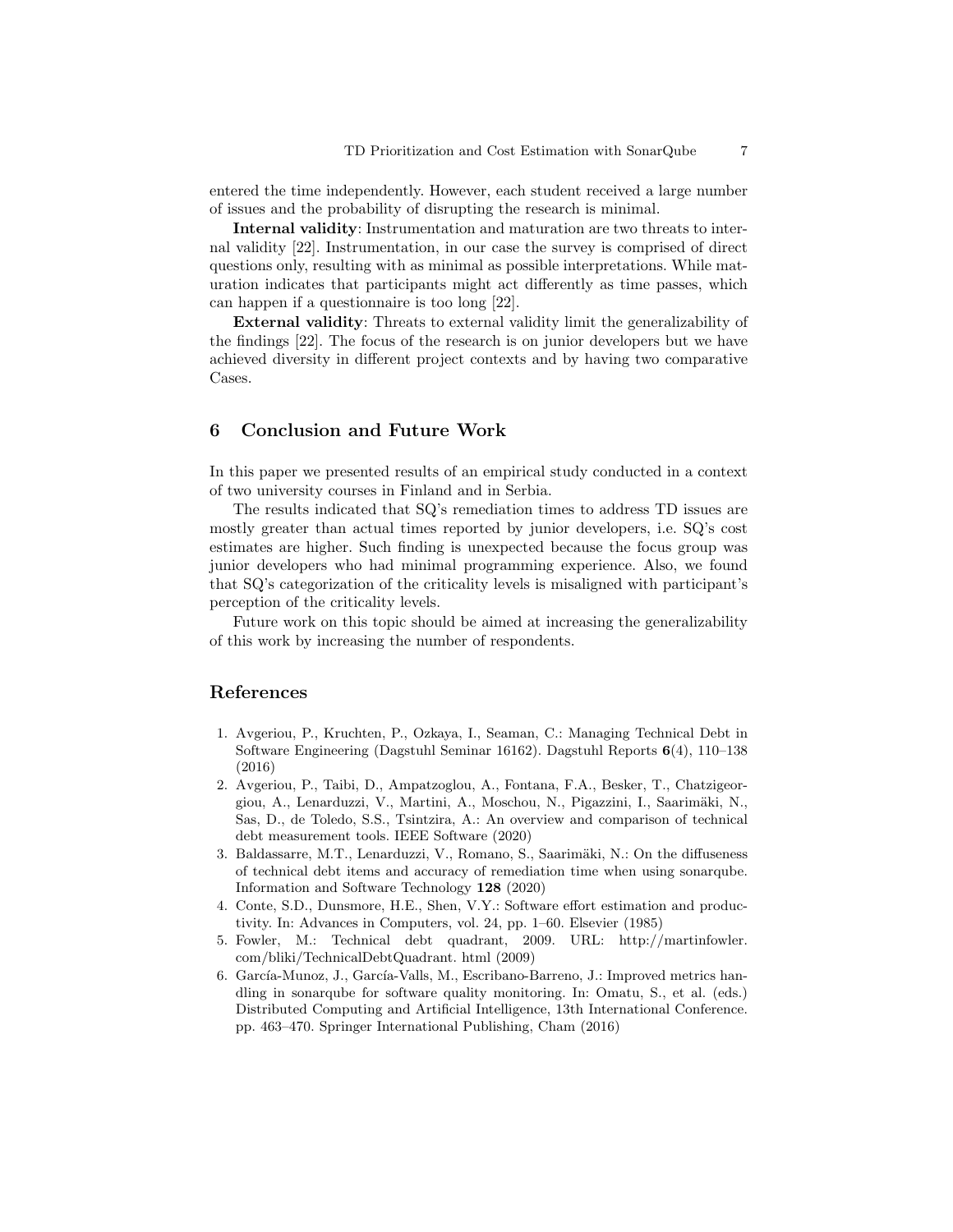entered the time independently. However, each student received a large number of issues and the probability of disrupting the research is minimal.

**Internal validity**: Instrumentation and maturation are two threats to internal validity [22]. Instrumentation, in our case the survey is comprised of direct questions only, resulting with as minimal as possible interpretations. While maturation indicates that participants might act differently as time passes, which can happen if a questionnaire is too long [22].

**External validity**: Threats to external validity limit the generalizability of the findings [22]. The focus of the research is on junior developers but we have achieved diversity in different project contexts and by having two comparative Cases.

## 6 Conclusion and Future Work

In this paper we presented results of an empirical study conducted in a context of two university courses in Finland and in Serbia.

The results indicated that SQ's remediation times to address TD issues are mostly greater than actual times reported by junior developers, i.e. SQ's cost estimates are higher. Such finding is unexpected because the focus group was junior developers who had minimal programming experience. Also, we found that SQ's categorization of the criticality levels is misaligned with participant's perception of the criticality levels.

Future work on this topic should be aimed at increasing the generalizability of this work by increasing the number of respondents.

## References

1. Avgeriou, P., Kruchten, P., Ozkaya, I., Seaman, C.: Managing Technical Debt in Software Engineering (Dagstuhl Seminar 16162). Dagstuhl Reports **6**(4), 110–138 (2016)
2. Avgeriou, P., Taibi, D., Ampatzoglou, A., Fontana, F.A., Besker, T., Chatzigeorgiou, A., Lenarduzzi, V., Martini, A., Moschou, N., Pigazzini, I., Saarimäki, N., Sas, D., de Toledo, S.S., Tsintzira, A.: An overview and comparison of technical debt measurement tools. IEEE Software (2020)
3. Baldassarre, M.T., Lenarduzzi, V., Romano, S., Saarimäki, N.: On the diffuseness of technical debt items and accuracy of remediation time when using sonarqube. Information and Software Technology **128** (2020)
4. Conte, S.D., Dunsmore, H.E., Shen, V.Y.: Software effort estimation and productivity. In: Advances in Computers, vol. 24, pp. 1–60. Elsevier (1985)
5. Fowler, M.: Technical debt quadrant, 2009. URL: http://martinfowler.com/bliki/TechnicalDebtQuadrant. html (2009)
6. García-Munoz, J., García-Valls, M., Escribano-Barreno, J.: Improved metrics handling in sonarqube for software quality monitoring. In: Omatu, S., et al. (eds.) Distributed Computing and Artificial Intelligence, 13th International Conference. pp. 463–470. Springer International Publishing, Cham (2016)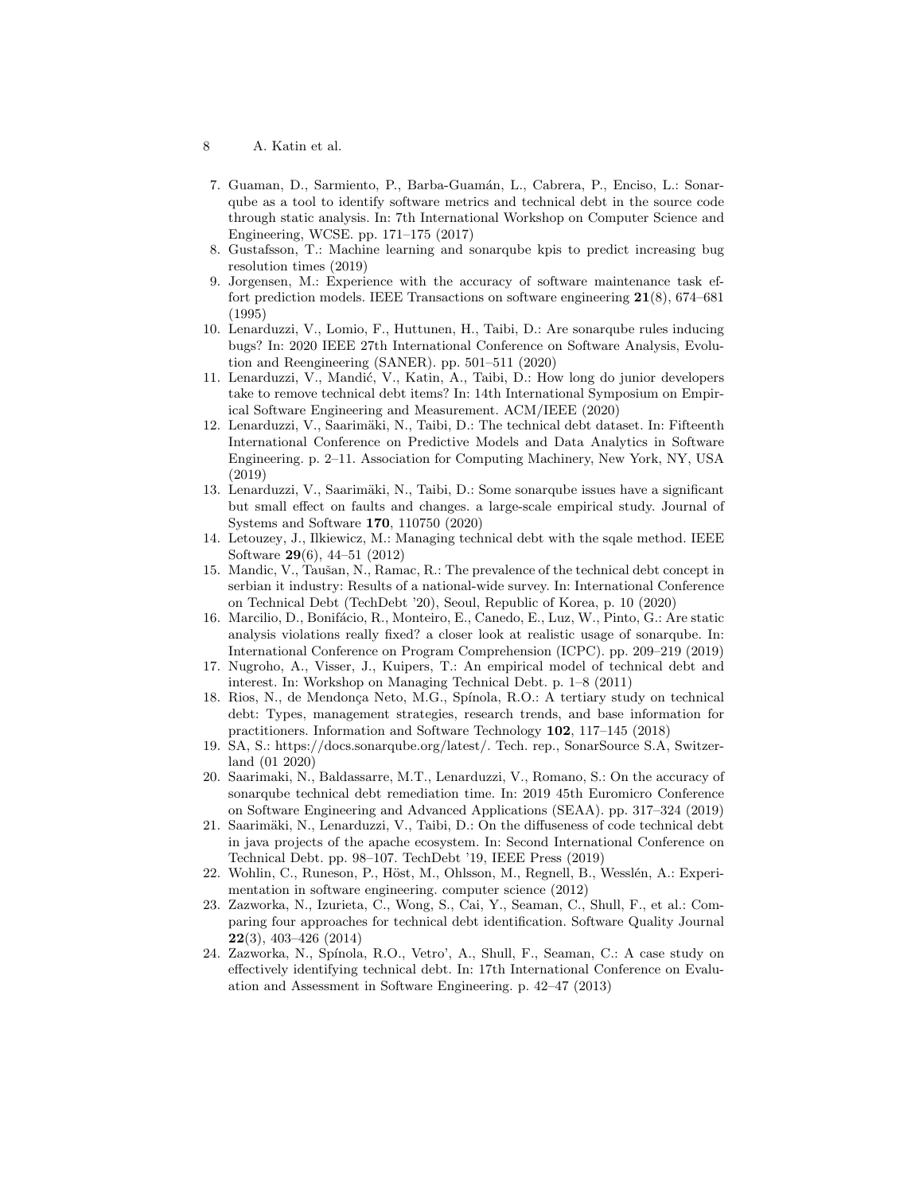7. Guaman, D., Sarmiento, P., Barba-Guamán, L., Cabrera, P., Enciso, L.: Sonarqube as a tool to identify software metrics and technical debt in the source code through static analysis. In: 7th International Workshop on Computer Science and Engineering, WCSE. pp. 171–175 (2017)
8. Gustafsson, T.: Machine learning and sonarqube kpis to predict increasing bug resolution times (2019)
9. Jorgensen, M.: Experience with the accuracy of software maintenance task effort prediction models. IEEE Transactions on software engineering **21**(8), 674–681 (1995)
10. Lenarduzzi, V., Lomio, F., Huttunen, H., Taibi, D.: Are sonarqube rules inducing bugs? In: 2020 IEEE 27th International Conference on Software Analysis, Evolution and Reengineering (SANER). pp. 501–511 (2020)
11. Lenarduzzi, V., Mandić, V., Katin, A., Taibi, D.: How long do junior developers take to remove technical debt items? In: 14th International Symposium on Empirical Software Engineering and Measurement. ACM/IEEE (2020)
12. Lenarduzzi, V., Saarimäki, N., Taibi, D.: The technical debt dataset. In: Fifteenth International Conference on Predictive Models and Data Analytics in Software Engineering. p. 2–11. Association for Computing Machinery, New York, NY, USA (2019)
13. Lenarduzzi, V., Saarimäki, N., Taibi, D.: Some sonarqube issues have a significant but small effect on faults and changes. a large-scale empirical study. Journal of Systems and Software **170**, 110750 (2020)
14. Letouzey, J., Ilkiewicz, M.: Managing technical debt with the sqale method. IEEE Software **29**(6), 44–51 (2012)
15. Mandic, V., Taušan, N., Ramac, R.: The prevalence of the technical debt concept in serbian it industry: Results of a national-wide survey. In: International Conference on Technical Debt (TechDebt '20), Seoul, Republic of Korea, p. 10 (2020)
16. Marcilio, D., Bonifácio, R., Monteiro, E., Canedo, E., Luz, W., Pinto, G.: Are static analysis violations really fixed? a closer look at realistic usage of sonarqube. In: International Conference on Program Comprehension (ICPC). pp. 209–219 (2019)
17. Nugroho, A., Visser, J., Kuipers, T.: An empirical model of technical debt and interest. In: Workshop on Managing Technical Debt. p. 1–8 (2011)
18. Rios, N., de Mendonça Neto, M.G., Spínola, R.O.: A tertiary study on technical debt: Types, management strategies, research trends, and base information for practitioners. Information and Software Technology **102**, 117–145 (2018)
19. SA, S.: https://docs.sonarqube.org/latest/. Tech. rep., SonarSource S.A, Switzerland (01 2020)
20. Saarimaki, N., Baldassarre, M.T., Lenarduzzi, V., Romano, S.: On the accuracy of sonarqube technical debt remediation time. In: 2019 45th Euromicro Conference on Software Engineering and Advanced Applications (SEAA). pp. 317–324 (2019)
21. Saarimäki, N., Lenarduzzi, V., Taibi, D.: On the diffuseness of code technical debt in java projects of the apache ecosystem. In: Second International Conference on Technical Debt. pp. 98–107. TechDebt '19, IEEE Press (2019)
22. Wohlin, C., Runeson, P., Höst, M., Ohlsson, M., Regnell, B., Wesslén, A.: Experimentation in software engineering. computer science (2012)
23. Zazworka, N., Izurieta, C., Wong, S., Cai, Y., Seaman, C., Shull, F., et al.: Comparing four approaches for technical debt identification. Software Quality Journal **22**(3), 403–426 (2014)
24. Zazworka, N., Spínola, R.O., Vetro', A., Shull, F., Seaman, C.: A case study on effectively identifying technical debt. In: 17th International Conference on Evaluation and Assessment in Software Engineering. p. 42–47 (2013)